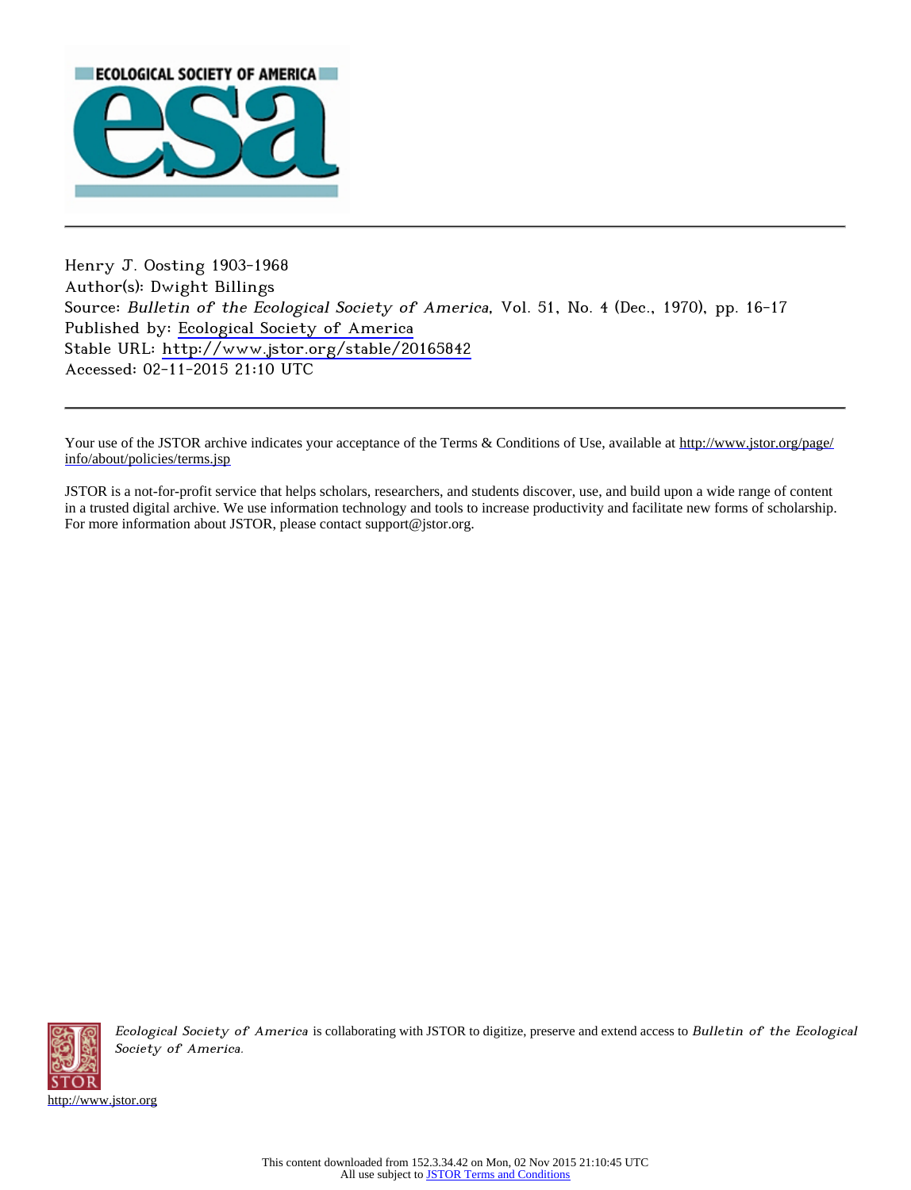ECOLOGICAL SOCIETY OF AMERICA

esa

Henry J. Oosting 1903-1968
Author(s): Dwight Billings
Source: *Bulletin of the Ecological Society of America*, Vol. 51, No. 4 (Dec., 1970), pp. 16-17
Published by: Ecological Society of America
Stable URL: http://www.jstor.org/stable/20165842
Accessed: 02-11-2015 21:10 UTC

Your use of the JSTOR archive indicates your acceptance of the Terms & Conditions of Use, available at http://www.jstor.org/page/info/about/policies/terms.jsp

JSTOR is a not-for-profit service that helps scholars, researchers, and students discover, use, and build upon a wide range of content in a trusted digital archive. We use information technology and tools to increase productivity and facilitate new forms of scholarship. For more information about JSTOR, please contact support@jstor.org.

*Ecological Society of America* is collaborating with JSTOR to digitize, preserve and extend access to *Bulletin of the Ecological Society of America*.

http://www.jstor.org

This content downloaded from 152.3.34.42 on Mon, 02 Nov 2015 21:10:45 UTC
All use subject to JSTOR Terms and Conditions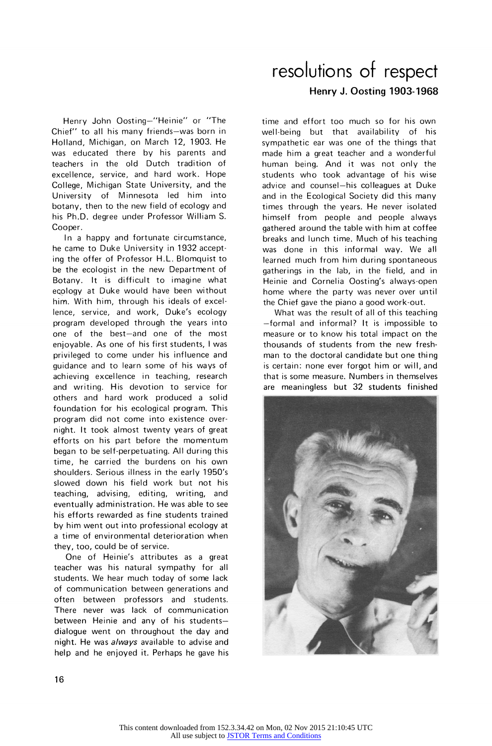# resolutions of respect

## Henry J. Oosting 1903-1968

Henry John Oosting—"Heinie" or "The Chief" to all his many friends—was born in Holland, Michigan, on March 12, 1903. He was educated there by his parents and teachers in the old Dutch tradition of excellence, service, and hard work. Hope College, Michigan State University, and the University of Minnesota led him into botany, then to the new field of ecology and his Ph.D. degree under Professor William S. Cooper.

In a happy and fortunate circumstance, he came to Duke University in 1932 accepting the offer of Professor H.L. Blomquist to be the ecologist in the new Department of Botany. It is difficult to imagine what ecology at Duke would have been without him. With him, through his ideals of excellence, service, and work, Duke's ecology program developed through the years into one of the best—and one of the most enjoyable. As one of his first students, I was privileged to come under his influence and guidance and to learn some of his ways of achieving excellence in teaching, research and writing. His devotion to service for others and hard work produced a solid foundation for his ecological program. This program did not come into existence overnight. It took almost twenty years of great efforts on his part before the momentum began to be self-perpetuating. All during this time, he carried the burdens on his own shoulders. Serious illness in the early 1950's slowed down his field work but not his teaching, advising, editing, writing, and eventually administration. He was able to see his efforts rewarded as fine students trained by him went out into professional ecology at a time of environmental deterioration when they, too, could be of service.

One of Heinie's attributes as a great teacher was his natural sympathy for all students. We hear much today of some lack of communication between generations and often between professors and students. There never was lack of communication between Heinie and any of his students—dialogue went on throughout the day and night. He was *always* available to advise and help and he enjoyed it. Perhaps he gave his time and effort too much so for his own well-being but that availability of his sympathetic ear was one of the things that made him a great teacher and a wonderful human being. And it was not only the students who took advantage of his wise advice and counsel—his colleagues at Duke and in the Ecological Society did this many times through the years. He never isolated himself from people and people always gathered around the table with him at coffee breaks and lunch time. Much of his teaching was done in this informal way. We all learned much from him during spontaneous gatherings in the lab, in the field, and in Heinie and Cornelia Oosting's always-open home where the party was never over until the Chief gave the piano a good work-out.

What was the result of all of this teaching—formal and informal? It is impossible to measure or to know his total impact on the thousands of students from the new freshman to the doctoral candidate but one thing is certain: none ever forgot him or will, and that is some measure. Numbers in themselves are meaningless but 32 students finished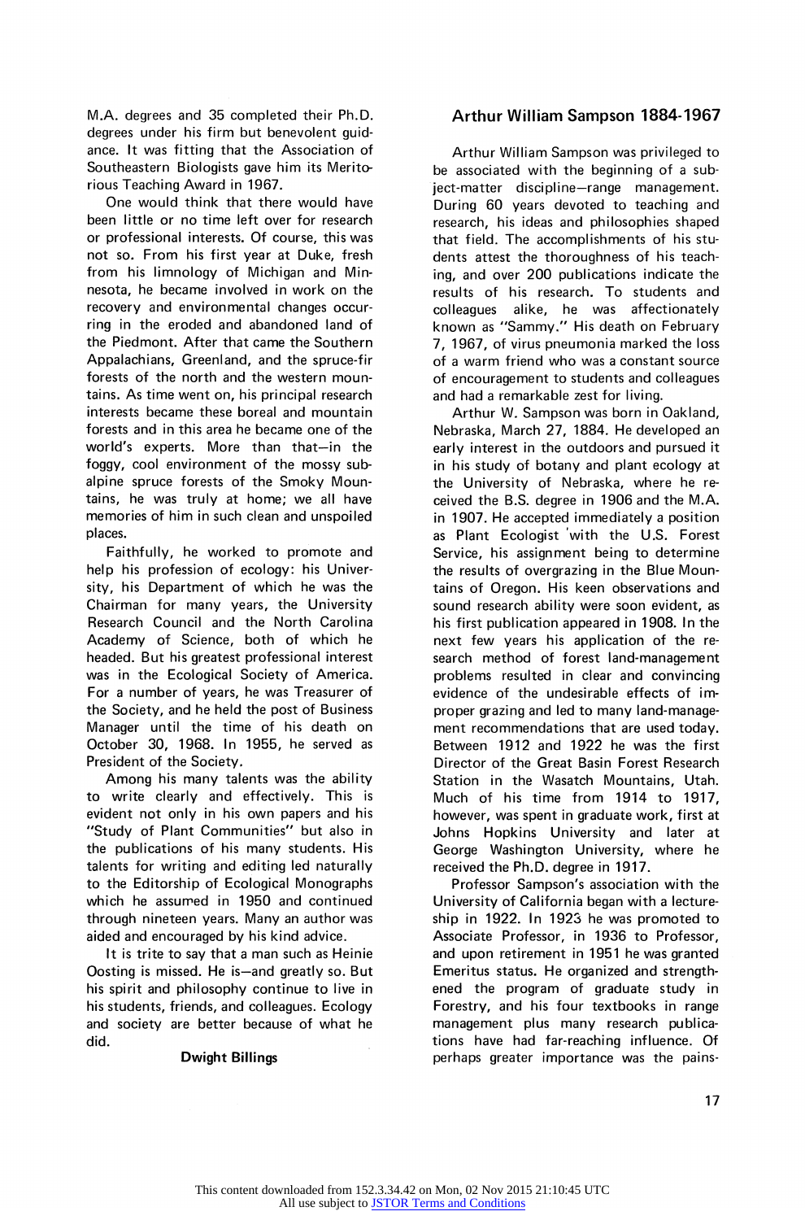M.A. degrees and 35 completed their Ph.D. degrees under his firm but benevolent guidance. It was fitting that the Association of Southeastern Biologists gave him its Meritorious Teaching Award in 1967.

One would think that there would have been little or no time left over for research or professional interests. Of course, this was not so. From his first year at Duke, fresh from his limnology of Michigan and Minnesota, he became involved in work on the recovery and environmental changes occurring in the eroded and abandoned land of the Piedmont. After that came the Southern Appalachians, Greenland, and the spruce-fir forests of the north and the western mountains. As time went on, his principal research interests became these boreal and mountain forests and in this area he became one of the world's experts. More than that—in the foggy, cool environment of the mossy subalpine spruce forests of the Smoky Mountains, he was truly at home; we all have memories of him in such clean and unspoiled places.

Faithfully, he worked to promote and help his profession of ecology: his University, his Department of which he was the Chairman for many years, the University Research Council and the North Carolina Academy of Science, both of which he headed. But his greatest professional interest was in the Ecological Society of America. For a number of years, he was Treasurer of the Society, and he held the post of Business Manager until the time of his death on October 30, 1968. In 1955, he served as President of the Society.

Among his many talents was the ability to write clearly and effectively. This is evident not only in his own papers and his "Study of Plant Communities" but also in the publications of his many students. His talents for writing and editing led naturally to the Editorship of Ecological Monographs which he assumed in 1950 and continued through nineteen years. Many an author was aided and encouraged by his kind advice.

It is trite to say that a man such as Heinie Oosting is missed. He is—and greatly so. But his spirit and philosophy continue to live in his students, friends, and colleagues. Ecology and society are better because of what he did.

**Dwight Billings**

## Arthur William Sampson 1884-1967

Arthur William Sampson was privileged to be associated with the beginning of a subject-matter discipline—range management. During 60 years devoted to teaching and research, his ideas and philosophies shaped that field. The accomplishments of his students attest the thoroughness of his teaching, and over 200 publications indicate the results of his research. To students and colleagues alike, he was affectionately known as "Sammy." His death on February 7, 1967, of virus pneumonia marked the loss of a warm friend who was a constant source of encouragement to students and colleagues and had a remarkable zest for living.

Arthur W. Sampson was born in Oakland, Nebraska, March 27, 1884. He developed an early interest in the outdoors and pursued it in his study of botany and plant ecology at the University of Nebraska, where he received the B.S. degree in 1906 and the M.A. in 1907. He accepted immediately a position as Plant Ecologist with the U.S. Forest Service, his assignment being to determine the results of overgrazing in the Blue Mountains of Oregon. His keen observations and sound research ability were soon evident, as his first publication appeared in 1908. In the next few years his application of the research method of forest land-management problems resulted in clear and convincing evidence of the undesirable effects of improper grazing and led to many land-management recommendations that are used today. Between 1912 and 1922 he was the first Director of the Great Basin Forest Research Station in the Wasatch Mountains, Utah. Much of his time from 1914 to 1917, however, was spent in graduate work, first at Johns Hopkins University and later at George Washington University, where he received the Ph.D. degree in 1917.

Professor Sampson's association with the University of California began with a lectureship in 1922. In 1923 he was promoted to Associate Professor, in 1936 to Professor, and upon retirement in 1951 he was granted Emeritus status. He organized and strengthened the program of graduate study in Forestry, and his four textbooks in range management plus many research publications have had far-reaching influence. Of perhaps greater importance was the pains-